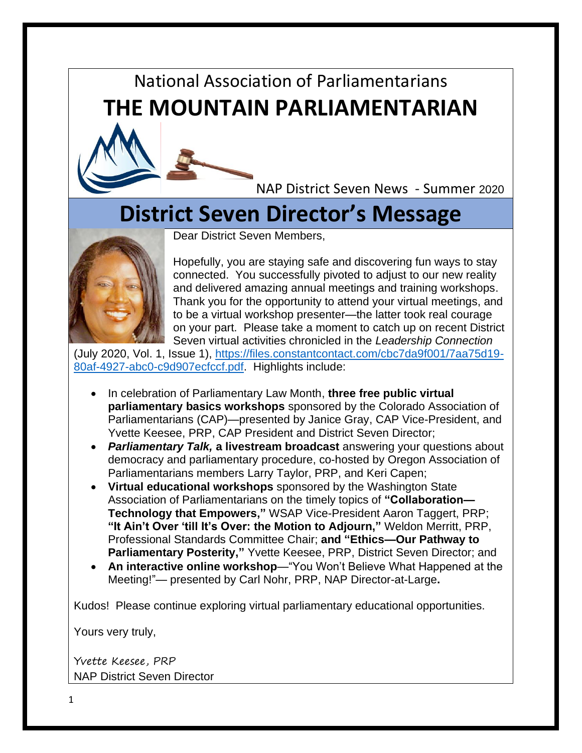National Association of Parliamentarians

# THE MOUNTAIN PARLIAMENTARIAN

NAP District Seven News - Summer 2020

## District Seven Director's Message

Dear District Seven Members,

Hopefully, you are staying safe and discovering fun ways to stay connected. You successfully pivoted to adjust to our new reality and delivered amazing annual meetings and training workshops. Thank you for the opportunity to attend your virtual meetings, and to be a virtual workshop presenter—the latter took real courage on your part. Please take a moment to catch up on recent District Seven virtual activities chronicled in the *Leadership Connection* (July 2020, Vol. 1, Issue 1), https://files.constantcontact.com/cbc7da9f001/7aa75d19-80af-4927-abc0-c9d907ecfccf.pdf. Highlights include:

- In celebration of Parliamentary Law Month, **three free public virtual parliamentary basics workshops** sponsored by the Colorado Association of Parliamentarians (CAP)—presented by Janice Gray, CAP Vice-President, and Yvette Keesee, PRP, CAP President and District Seven Director;
- ***Parliamentary Talk,* a livestream broadcast** answering your questions about democracy and parliamentary procedure, co-hosted by Oregon Association of Parliamentarians members Larry Taylor, PRP, and Keri Capen;
- **Virtual educational workshops** sponsored by the Washington State Association of Parliamentarians on the timely topics of **"Collaboration—Technology that Empowers,"** WSAP Vice-President Aaron Taggert, PRP; **"It Ain't Over 'till It's Over: the Motion to Adjourn,"** Weldon Merritt, PRP, Professional Standards Committee Chair; **and "Ethics—Our Pathway to Parliamentary Posterity,"** Yvette Keesee, PRP, District Seven Director; and
- **An interactive online workshop**—"You Won't Believe What Happened at the Meeting!"— presented by Carl Nohr, PRP, NAP Director-at-Large**.**

Kudos! Please continue exploring virtual parliamentary educational opportunities.

Yours very truly,

Yvette Keesee, PRP
NAP District Seven Director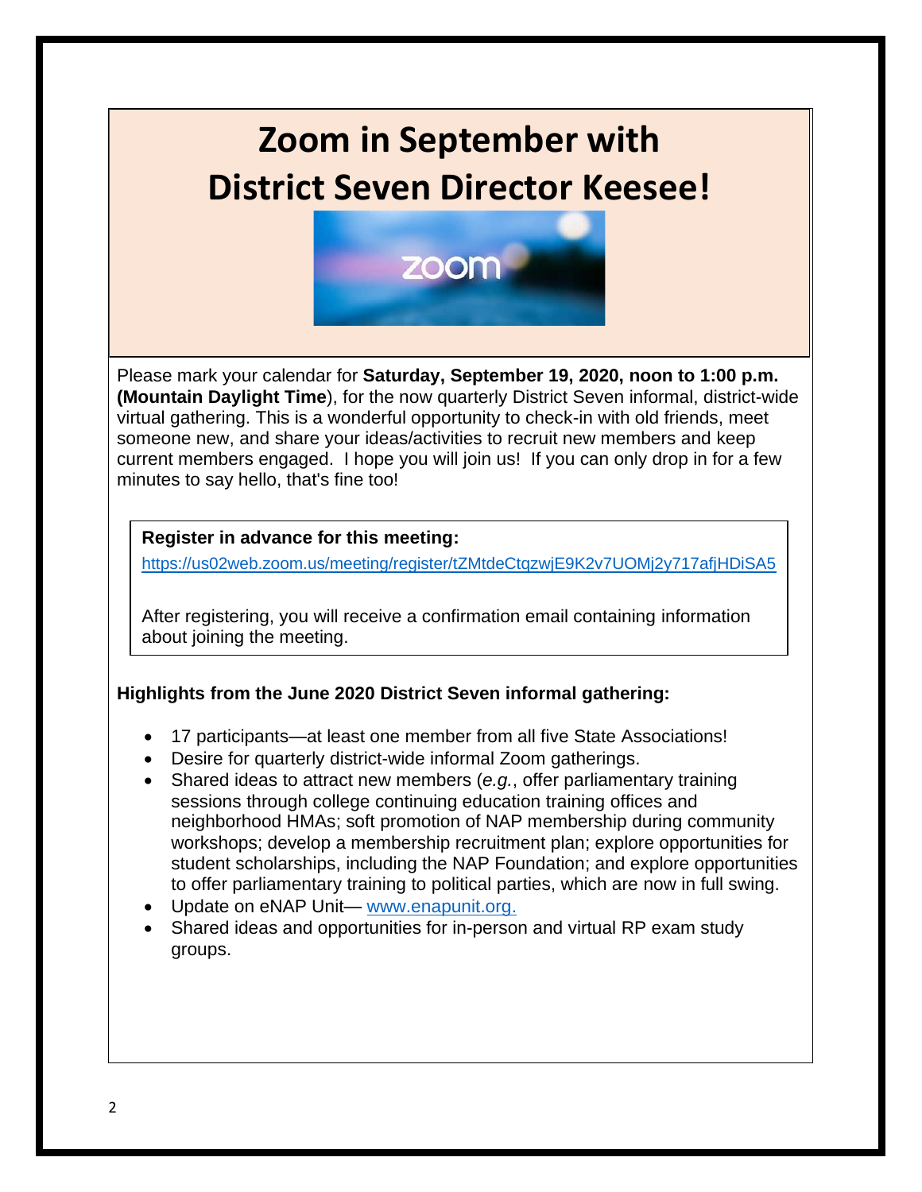# Zoom in September with District Seven Director Keesee!

Please mark your calendar for **Saturday, September 19, 2020, noon to 1:00 p.m. (Mountain Daylight Time**), for the now quarterly District Seven informal, district-wide virtual gathering. This is a wonderful opportunity to check-in with old friends, meet someone new, and share your ideas/activities to recruit new members and keep current members engaged. I hope you will join us! If you can only drop in for a few minutes to say hello, that's fine too!

**Register in advance for this meeting:**

https://us02web.zoom.us/meeting/register/tZMtdeCtqzwjE9K2v7UOMj2y717afjHDiSA5

After registering, you will receive a confirmation email containing information about joining the meeting.

**Highlights from the June 2020 District Seven informal gathering:**

- 17 participants—at least one member from all five State Associations!
- Desire for quarterly district-wide informal Zoom gatherings.
- Shared ideas to attract new members (*e.g.*, offer parliamentary training sessions through college continuing education training offices and neighborhood HMAs; soft promotion of NAP membership during community workshops; develop a membership recruitment plan; explore opportunities for student scholarships, including the NAP Foundation; and explore opportunities to offer parliamentary training to political parties, which are now in full swing.
- Update on eNAP Unit— www.enapunit.org.
- Shared ideas and opportunities for in-person and virtual RP exam study groups.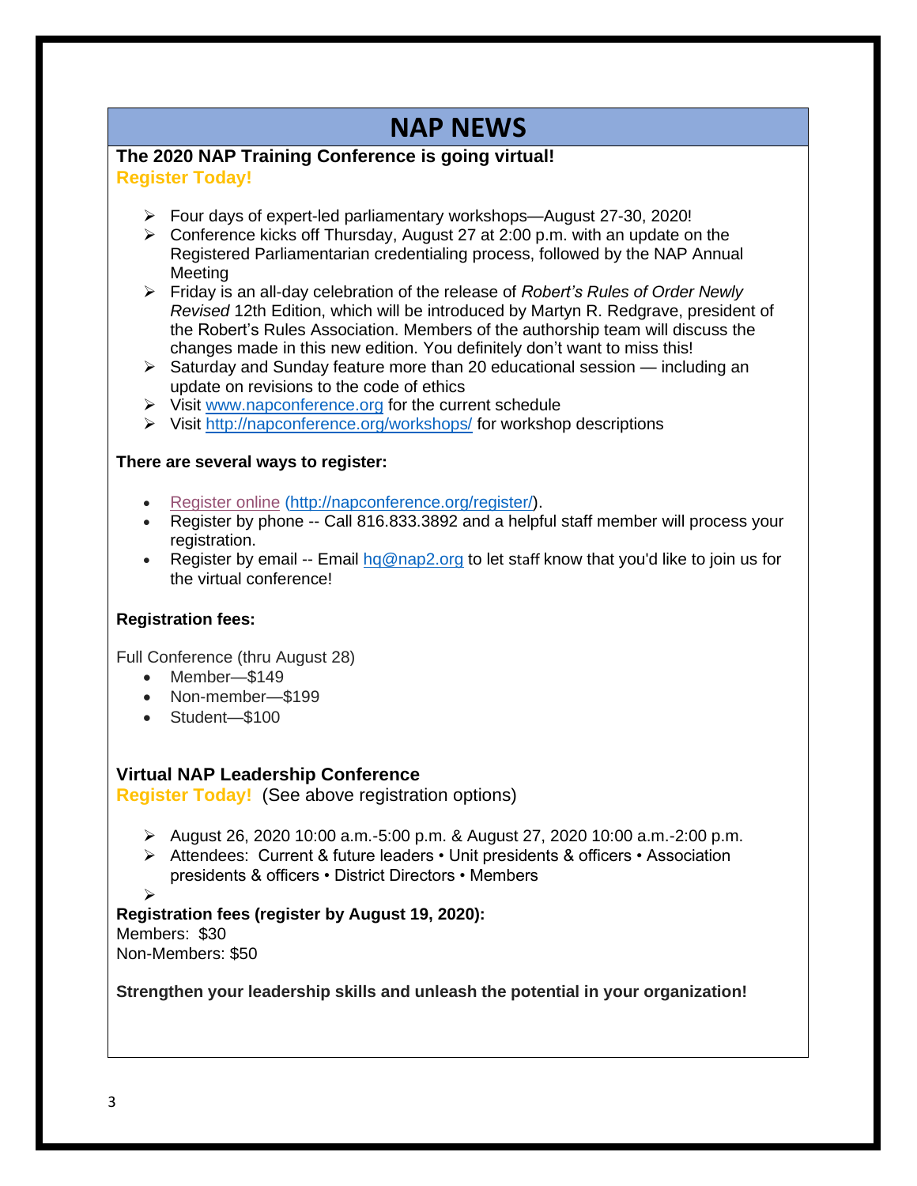# NAP NEWS

**The 2020 NAP Training Conference is going virtual!**
**Register Today!**

- Four days of expert-led parliamentary workshops—August 27-30, 2020!
- Conference kicks off Thursday, August 27 at 2:00 p.m. with an update on the Registered Parliamentarian credentialing process, followed by the NAP Annual Meeting
- Friday is an all-day celebration of the release of *Robert's Rules of Order Newly Revised* 12th Edition, which will be introduced by Martyn R. Redgrave, president of the Robert's Rules Association. Members of the authorship team will discuss the changes made in this new edition. You definitely don't want to miss this!
- Saturday and Sunday feature more than 20 educational session — including an update on revisions to the code of ethics
- Visit www.napconference.org for the current schedule
- Visit http://napconference.org/workshops/ for workshop descriptions

**There are several ways to register:**

- Register online (http://napconference.org/register/).
- Register by phone -- Call 816.833.3892 and a helpful staff member will process your registration.
- Register by email -- Email hq@nap2.org to let staff know that you'd like to join us for the virtual conference!

**Registration fees:**

Full Conference (thru August 28)

- Member—$149
- Non-member—$199
- Student—$100

**Virtual NAP Leadership Conference**
**Register Today!** (See above registration options)

- August 26, 2020 10:00 a.m.-5:00 p.m. & August 27, 2020 10:00 a.m.-2:00 p.m.
- Attendees: Current & future leaders • Unit presidents & officers • Association presidents & officers • District Directors • Members

**Registration fees (register by August 19, 2020):**
Members: $30
Non-Members: $50

**Strengthen your leadership skills and unleash the potential in your organization!**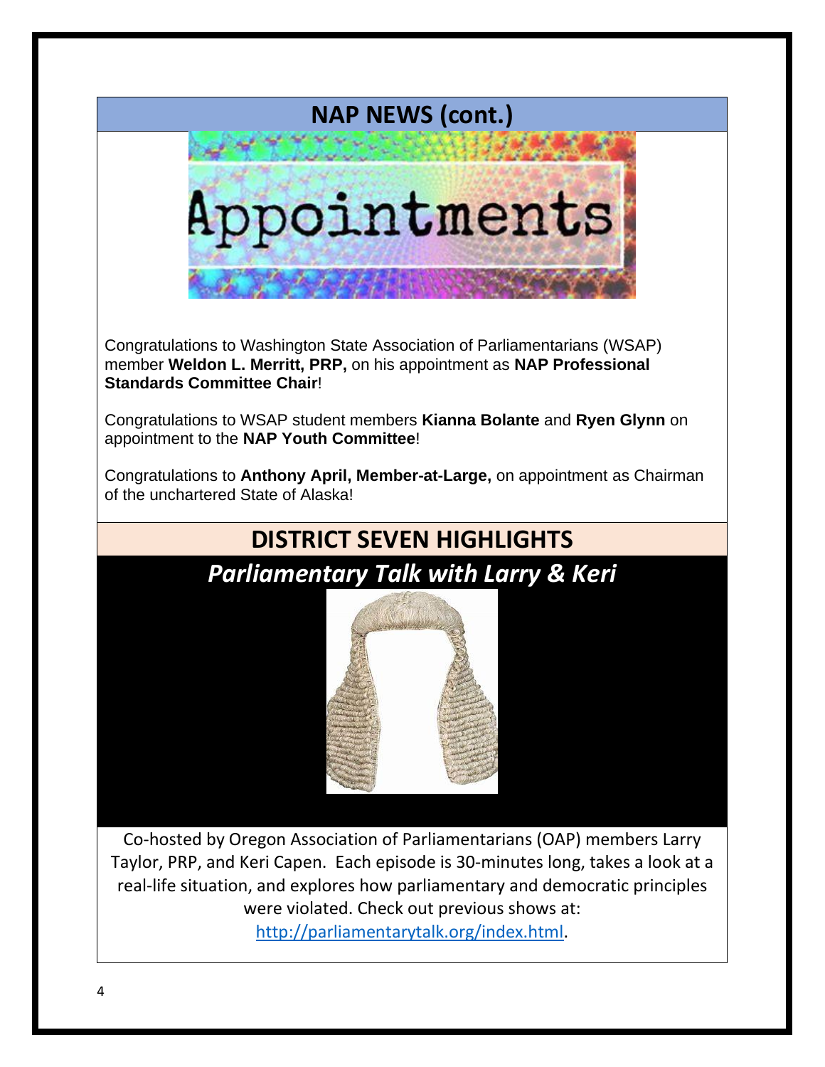## NAP NEWS (cont.)

Appointments

Congratulations to Washington State Association of Parliamentarians (WSAP) member **Weldon L. Merritt, PRP,** on his appointment as **NAP Professional Standards Committee Chair**!

Congratulations to WSAP student members **Kianna Bolante** and **Ryen Glynn** on appointment to the **NAP Youth Committee**!

Congratulations to **Anthony April, Member-at-Large,** on appointment as Chairman of the unchartered State of Alaska!

## DISTRICT SEVEN HIGHLIGHTS

### *Parliamentary Talk with Larry & Keri*

Co-hosted by Oregon Association of Parliamentarians (OAP) members Larry Taylor, PRP, and Keri Capen. Each episode is 30-minutes long, takes a look at a real-life situation, and explores how parliamentary and democratic principles were violated. Check out previous shows at: [http://parliamentarytalk.org/index.html](http://parliamentarytalk.org/index.html).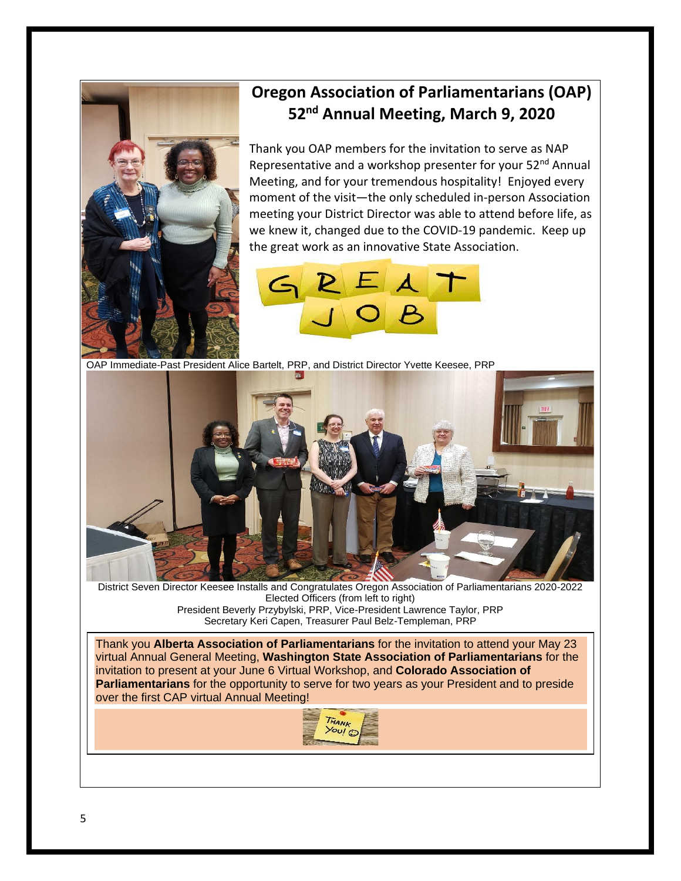## Oregon Association of Parliamentarians (OAP) 52nd Annual Meeting, March 9, 2020

Thank you OAP members for the invitation to serve as NAP Representative and a workshop presenter for your 52nd Annual Meeting, and for your tremendous hospitality! Enjoyed every moment of the visit—the only scheduled in-person Association meeting your District Director was able to attend before life, as we knew it, changed due to the COVID-19 pandemic. Keep up the great work as an innovative State Association.

GREAT JOB

OAP Immediate-Past President Alice Bartelt, PRP, and District Director Yvette Keesee, PRP

District Seven Director Keesee Installs and Congratulates Oregon Association of Parliamentarians 2020-2022 Elected Officers (from left to right)
President Beverly Przybylski, PRP, Vice-President Lawrence Taylor, PRP
Secretary Keri Capen, Treasurer Paul Belz-Templeman, PRP

Thank you **Alberta Association of Parliamentarians** for the invitation to attend your May 23 virtual Annual General Meeting, **Washington State Association of Parliamentarians** for the invitation to present at your June 6 Virtual Workshop, and **Colorado Association of Parliamentarians** for the opportunity to serve for two years as your President and to preside over the first CAP virtual Annual Meeting!

THANK You!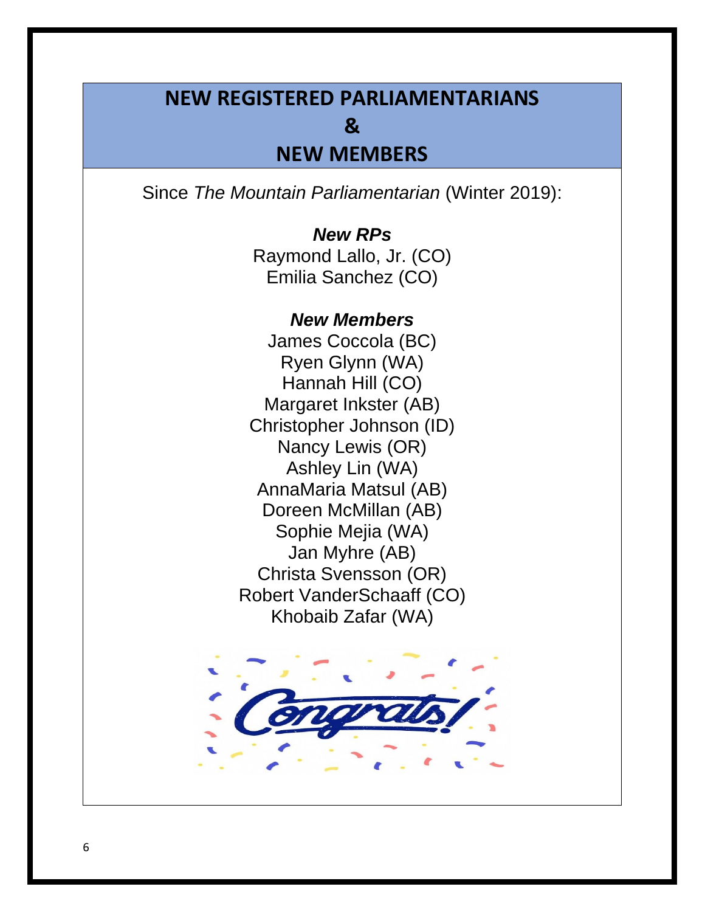# NEW REGISTERED PARLIAMENTARIANS & NEW MEMBERS

Since *The Mountain Parliamentarian* (Winter 2019):

***New RPs***

Raymond Lallo, Jr. (CO)
Emilia Sanchez (CO)

***New Members***

James Coccola (BC)
Ryen Glynn (WA)
Hannah Hill (CO)
Margaret Inkster (AB)
Christopher Johnson (ID)
Nancy Lewis (OR)
Ashley Lin (WA)
AnnaMaria Matsul (AB)
Doreen McMillan (AB)
Sophie Mejia (WA)
Jan Myhre (AB)
Christa Svensson (OR)
Robert VanderSchaaff (CO)
Khobaib Zafar (WA)

Congrats!